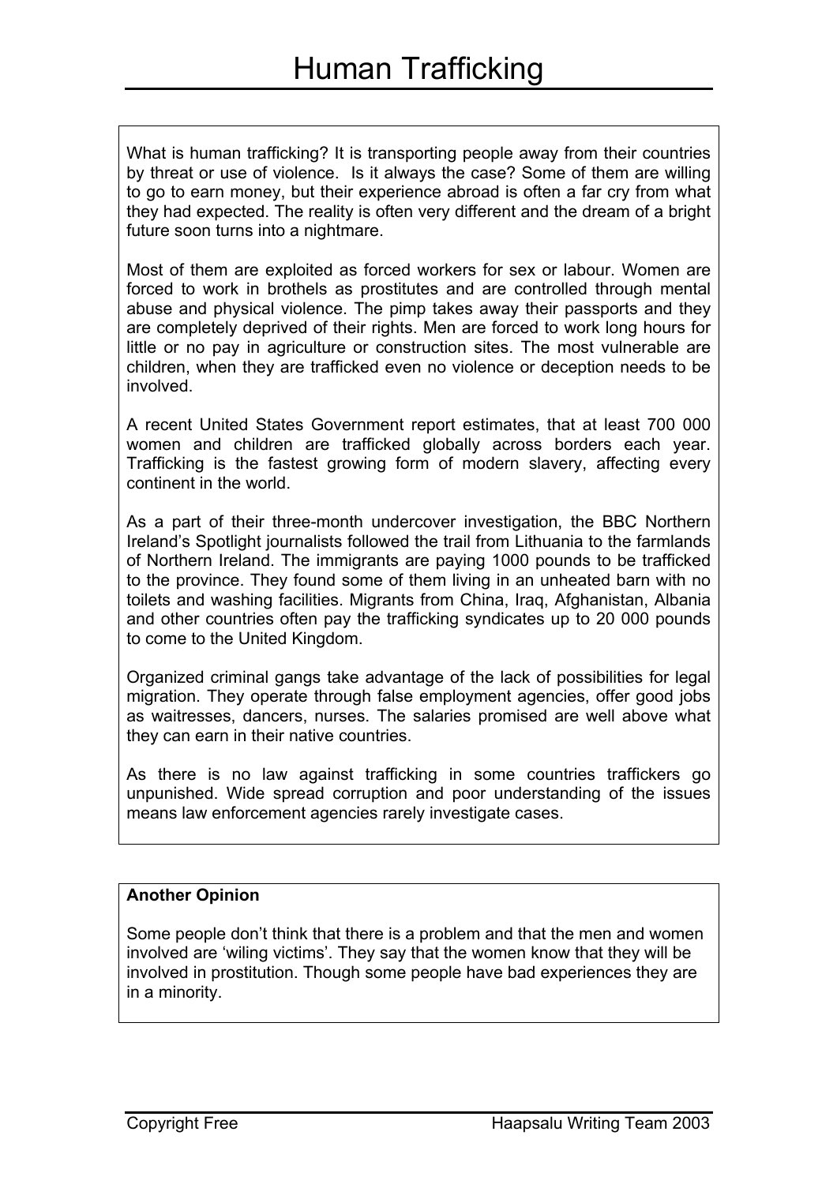# Human Trafficking

What is human trafficking? It is transporting people away from their countries by threat or use of violence. Is it always the case? Some of them are willing to go to earn money, but their experience abroad is often a far cry from what they had expected. The reality is often very different and the dream of a bright future soon turns into a nightmare.

Most of them are exploited as forced workers for sex or labour. Women are forced to work in brothels as prostitutes and are controlled through mental abuse and physical violence. The pimp takes away their passports and they are completely deprived of their rights. Men are forced to work long hours for little or no pay in agriculture or construction sites. The most vulnerable are children, when they are trafficked even no violence or deception needs to be involved.

A recent United States Government report estimates, that at least 700 000 women and children are trafficked globally across borders each year. Trafficking is the fastest growing form of modern slavery, affecting every continent in the world.

As a part of their three-month undercover investigation, the BBC Northern Ireland's Spotlight journalists followed the trail from Lithuania to the farmlands of Northern Ireland. The immigrants are paying 1000 pounds to be trafficked to the province. They found some of them living in an unheated barn with no toilets and washing facilities. Migrants from China, Iraq, Afghanistan, Albania and other countries often pay the trafficking syndicates up to 20 000 pounds to come to the United Kingdom.

Organized criminal gangs take advantage of the lack of possibilities for legal migration. They operate through false employment agencies, offer good jobs as waitresses, dancers, nurses. The salaries promised are well above what they can earn in their native countries.

As there is no law against trafficking in some countries traffickers go unpunished. Wide spread corruption and poor understanding of the issues means law enforcement agencies rarely investigate cases.

**Another Opinion**

Some people don't think that there is a problem and that the men and women involved are 'wiling victims'. They say that the women know that they will be involved in prostitution. Though some people have bad experiences they are in a minority.

Copyright Free | Haapsalu Writing Team 2003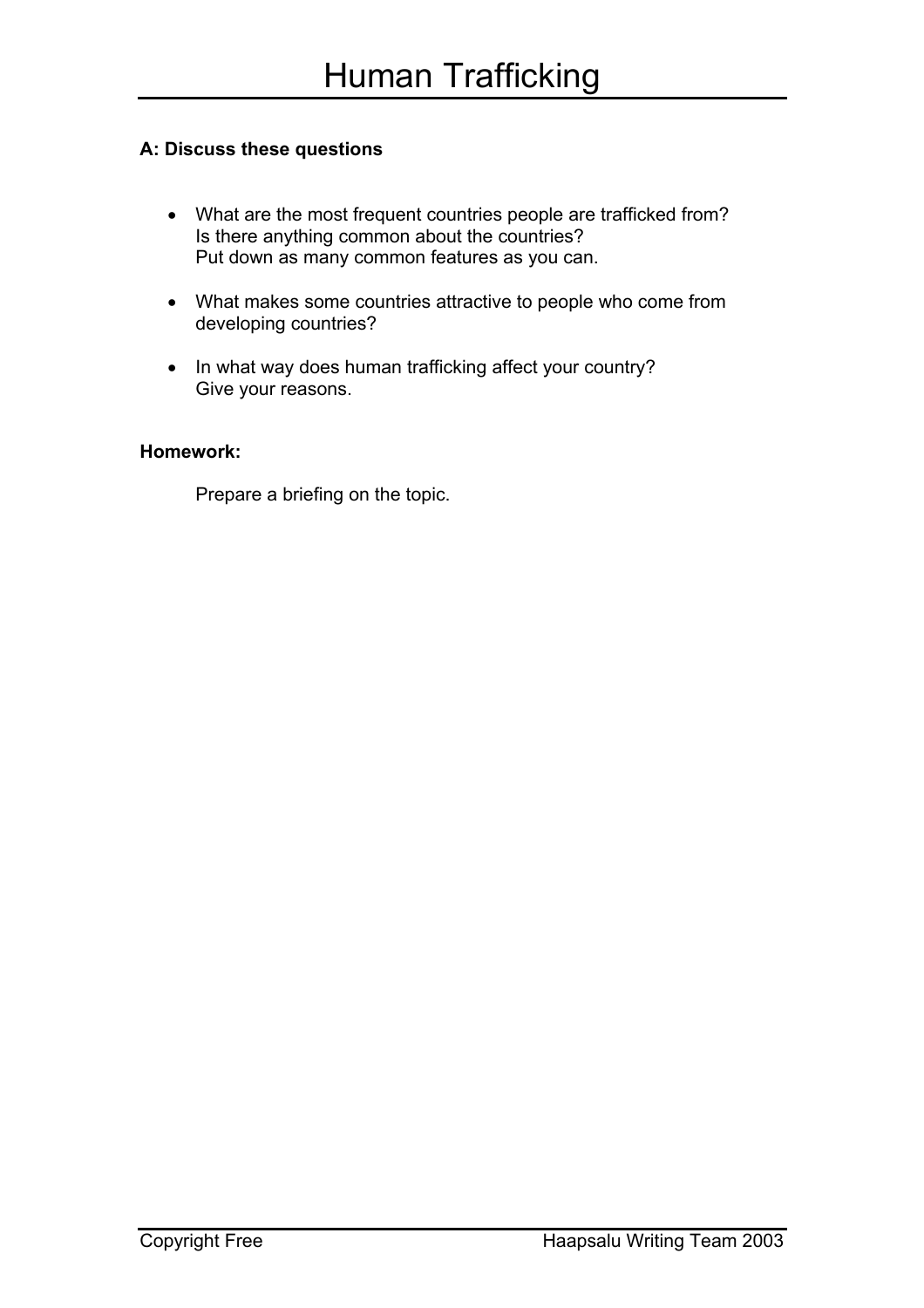# Human Trafficking

**A: Discuss these questions**

- What are the most frequent countries people are trafficked from?
  Is there anything common about the countries?
  Put down as many common features as you can.

- What makes some countries attractive to people who come from developing countries?

- In what way does human trafficking affect your country?
  Give your reasons.

**Homework:**

Prepare a briefing on the topic.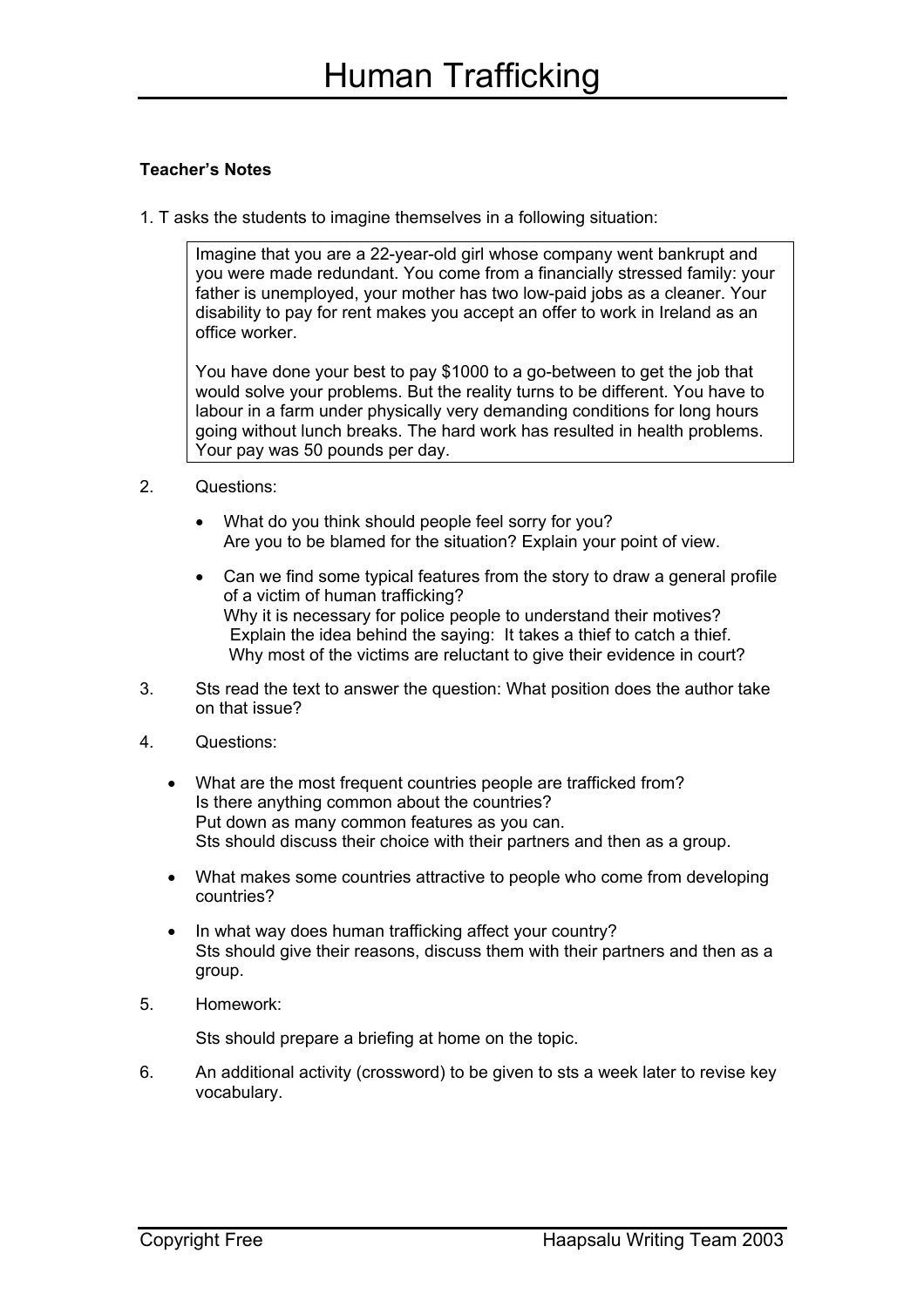# Human Trafficking

**Teacher's Notes**

1. T asks the students to imagine themselves in a following situation:

> Imagine that you are a 22-year-old girl whose company went bankrupt and you were made redundant. You come from a financially stressed family: your father is unemployed, your mother has two low-paid jobs as a cleaner. Your disability to pay for rent makes you accept an offer to work in Ireland as an office worker.
>
> You have done your best to pay $1000 to a go-between to get the job that would solve your problems. But the reality turns to be different. You have to labour in a farm under physically very demanding conditions for long hours going without lunch breaks. The hard work has resulted in health problems. Your pay was 50 pounds per day.

2. Questions:

   - What do you think should people feel sorry for you?
     Are you to be blamed for the situation? Explain your point of view.
   - Can we find some typical features from the story to draw a general profile of a victim of human trafficking?
     Why it is necessary for police people to understand their motives?
     Explain the idea behind the saying: It takes a thief to catch a thief.
     Why most of the victims are reluctant to give their evidence in court?

3. Sts read the text to answer the question: What position does the author take on that issue?

4. Questions:

   - What are the most frequent countries people are trafficked from?
     Is there anything common about the countries?
     Put down as many common features as you can.
     Sts should discuss their choice with their partners and then as a group.
   - What makes some countries attractive to people who come from developing countries?
   - In what way does human trafficking affect your country?
     Sts should give their reasons, discuss them with their partners and then as a group.

5. Homework:

   Sts should prepare a briefing at home on the topic.

6. An additional activity (crossword) to be given to sts a week later to revise key vocabulary.

Copyright Free | Haapsalu Writing Team 2003